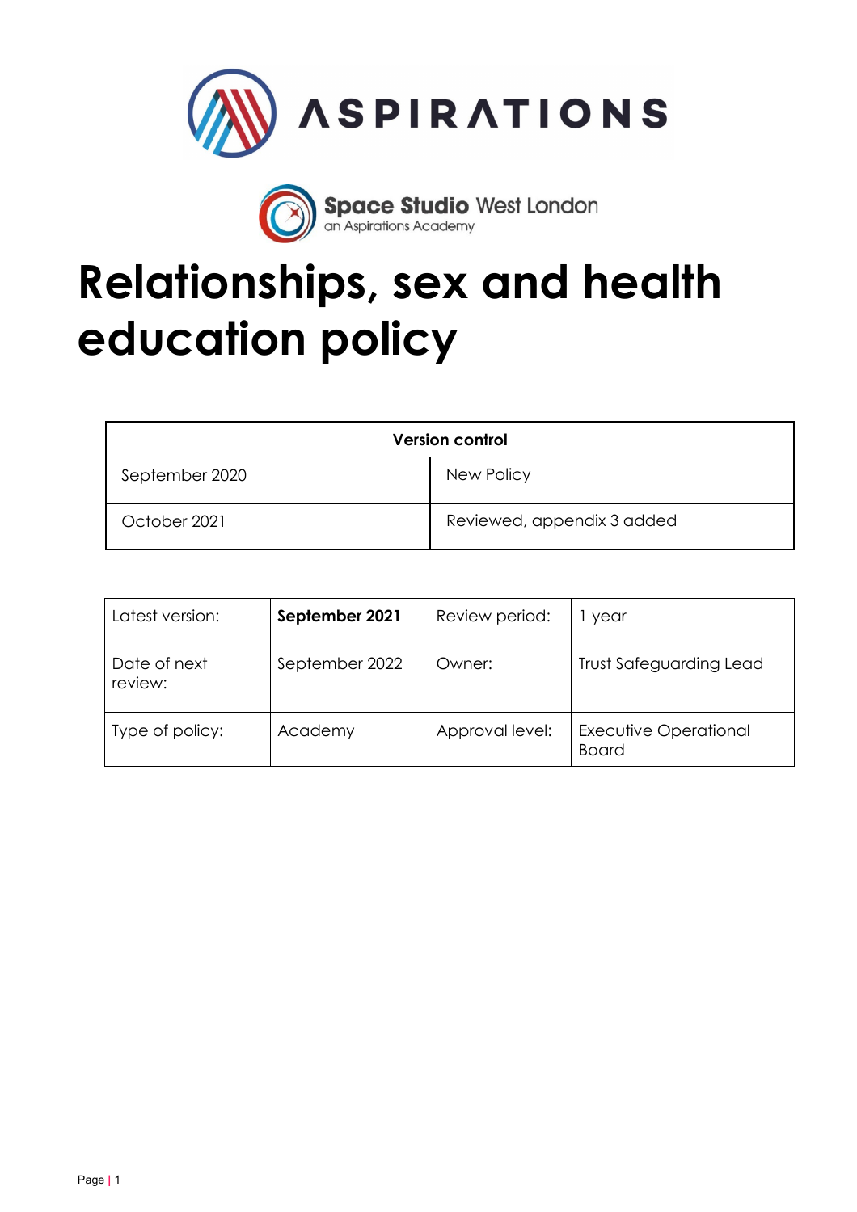ASPIRATIONS

Space Studio West London
an Aspirations Academy

# Relationships, sex and health education policy

| Version control | |
| --- | --- |
| September 2020 | New Policy |
| October 2021 | Reviewed, appendix 3 added |

| Latest version: | **September 2021** | Review period: | 1 year |
| --- | --- | --- | --- |
| Date of next review: | September 2022 | Owner: | Trust Safeguarding Lead |
| Type of policy: | Academy | Approval level: | Executive Operational Board |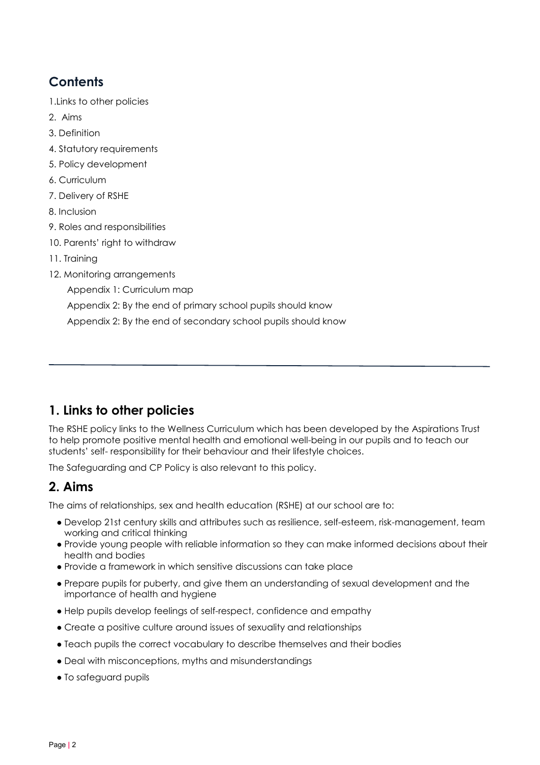## Contents

1.Links to other policies

2. Aims

3. Definition

4. Statutory requirements

5. Policy development

6. Curriculum

7. Delivery of RSHE

8. Inclusion

9. Roles and responsibilities

10. Parents' right to withdraw

11. Training

12. Monitoring arrangements

Appendix 1: Curriculum map

Appendix 2: By the end of primary school pupils should know

Appendix 2: By the end of secondary school pupils should know

---

## 1. Links to other policies

The RSHE policy links to the Wellness Curriculum which has been developed by the Aspirations Trust to help promote positive mental health and emotional well-being in our pupils and to teach our students' self- responsibility for their behaviour and their lifestyle choices.

The Safeguarding and CP Policy is also relevant to this policy.

## 2. Aims

The aims of relationships, sex and health education (RSHE) at our school are to:

- Develop 21st century skills and attributes such as resilience, self-esteem, risk-management, team working and critical thinking
- Provide young people with reliable information so they can make informed decisions about their health and bodies
- Provide a framework in which sensitive discussions can take place
- Prepare pupils for puberty, and give them an understanding of sexual development and the importance of health and hygiene
- Help pupils develop feelings of self-respect, confidence and empathy
- Create a positive culture around issues of sexuality and relationships
- Teach pupils the correct vocabulary to describe themselves and their bodies
- Deal with misconceptions, myths and misunderstandings
- To safeguard pupils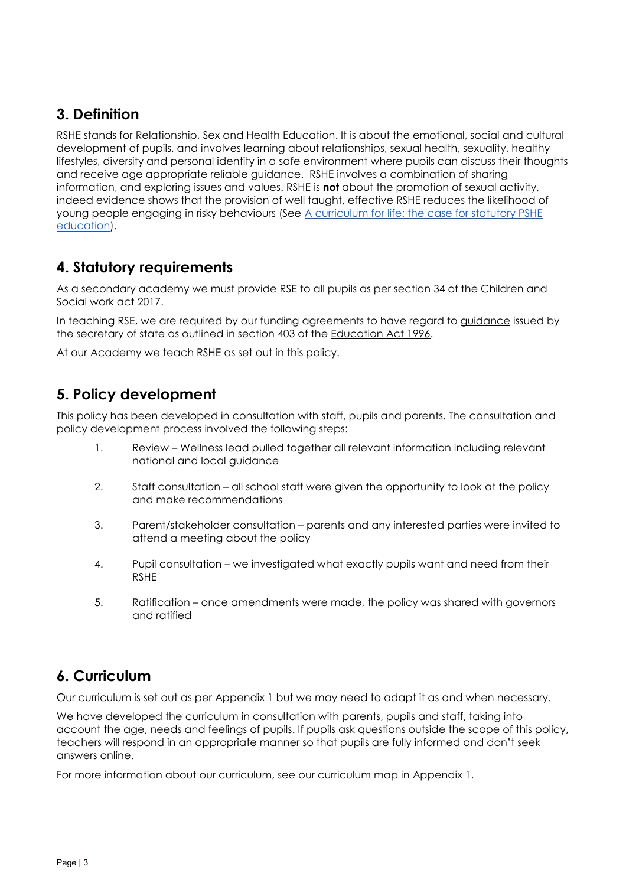## 3. Definition

RSHE stands for Relationship, Sex and Health Education. It is about the emotional, social and cultural development of pupils, and involves learning about relationships, sexual health, sexuality, healthy lifestyles, diversity and personal identity in a safe environment where pupils can discuss their thoughts and receive age appropriate reliable guidance. RSHE involves a combination of sharing information, and exploring issues and values. RSHE is **not** about the promotion of sexual activity, indeed evidence shows that the provision of well taught, effective RSHE reduces the likelihood of young people engaging in risky behaviours (See A curriculum for life: the case for statutory PSHE education).

## 4. Statutory requirements

As a secondary academy we must provide RSE to all pupils as per section 34 of the Children and Social work act 2017.

In teaching RSE, we are required by our funding agreements to have regard to guidance issued by the secretary of state as outlined in section 403 of the Education Act 1996.

At our Academy we teach RSHE as set out in this policy.

## 5. Policy development

This policy has been developed in consultation with staff, pupils and parents. The consultation and policy development process involved the following steps:

1. Review – Wellness lead pulled together all relevant information including relevant national and local guidance
2. Staff consultation – all school staff were given the opportunity to look at the policy and make recommendations
3. Parent/stakeholder consultation – parents and any interested parties were invited to attend a meeting about the policy
4. Pupil consultation – we investigated what exactly pupils want and need from their RSHE
5. Ratification – once amendments were made, the policy was shared with governors and ratified

## 6. Curriculum

Our curriculum is set out as per Appendix 1 but we may need to adapt it as and when necessary.

We have developed the curriculum in consultation with parents, pupils and staff, taking into account the age, needs and feelings of pupils. If pupils ask questions outside the scope of this policy, teachers will respond in an appropriate manner so that pupils are fully informed and don't seek answers online.

For more information about our curriculum, see our curriculum map in Appendix 1.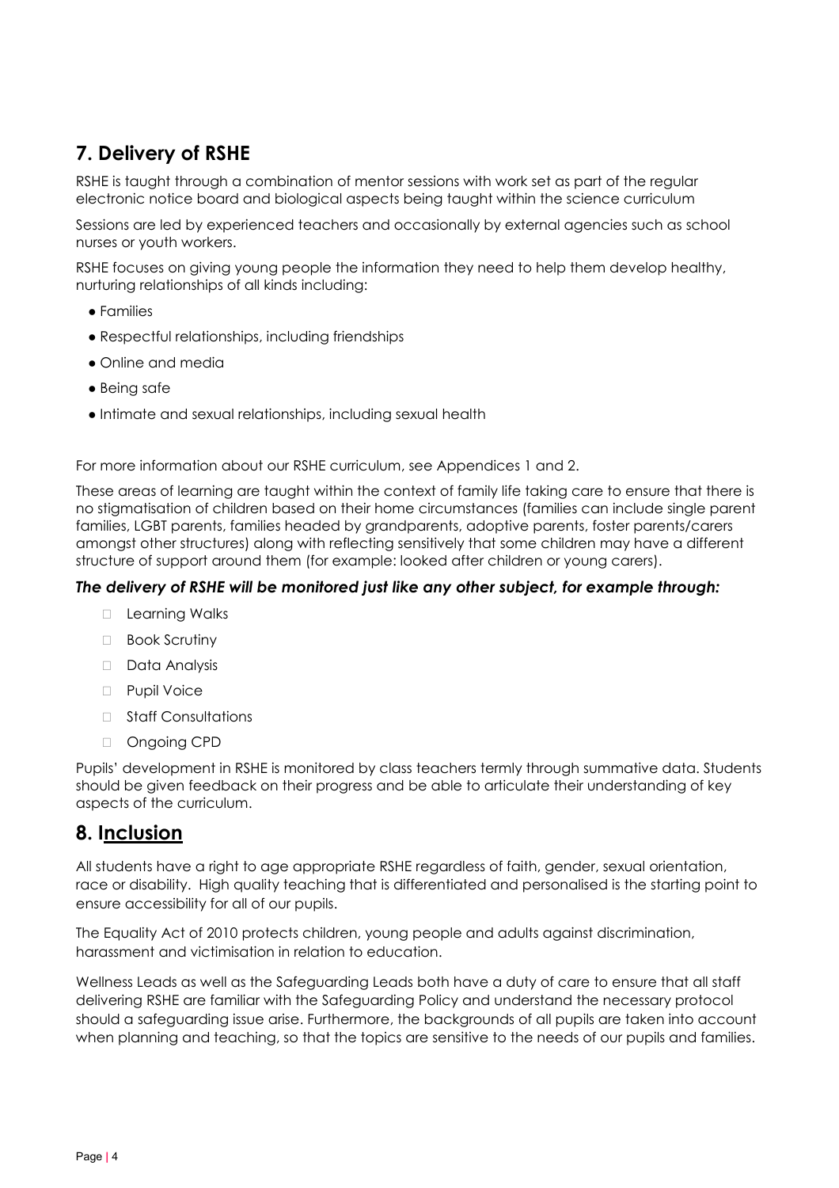## 7. Delivery of RSHE

RSHE is taught through a combination of mentor sessions with work set as part of the regular electronic notice board and biological aspects being taught within the science curriculum

Sessions are led by experienced teachers and occasionally by external agencies such as school nurses or youth workers.

RSHE focuses on giving young people the information they need to help them develop healthy, nurturing relationships of all kinds including:

- Families
- Respectful relationships, including friendships
- Online and media
- Being safe
- Intimate and sexual relationships, including sexual health

For more information about our RSHE curriculum, see Appendices 1 and 2.

These areas of learning are taught within the context of family life taking care to ensure that there is no stigmatisation of children based on their home circumstances (families can include single parent families, LGBT parents, families headed by grandparents, adoptive parents, foster parents/carers amongst other structures) along with reflecting sensitively that some children may have a different structure of support around them (for example: looked after children or young carers).

***The delivery of RSHE will be monitored just like any other subject, for example through:***

- Learning Walks
- Book Scrutiny
- Data Analysis
- Pupil Voice
- Staff Consultations
- Ongoing CPD

Pupils' development in RSHE is monitored by class teachers termly through summative data. Students should be given feedback on their progress and be able to articulate their understanding of key aspects of the curriculum.

## 8. Inclusion

All students have a right to age appropriate RSHE regardless of faith, gender, sexual orientation, race or disability. High quality teaching that is differentiated and personalised is the starting point to ensure accessibility for all of our pupils.

The Equality Act of 2010 protects children, young people and adults against discrimination, harassment and victimisation in relation to education.

Wellness Leads as well as the Safeguarding Leads both have a duty of care to ensure that all staff delivering RSHE are familiar with the Safeguarding Policy and understand the necessary protocol should a safeguarding issue arise. Furthermore, the backgrounds of all pupils are taken into account when planning and teaching, so that the topics are sensitive to the needs of our pupils and families.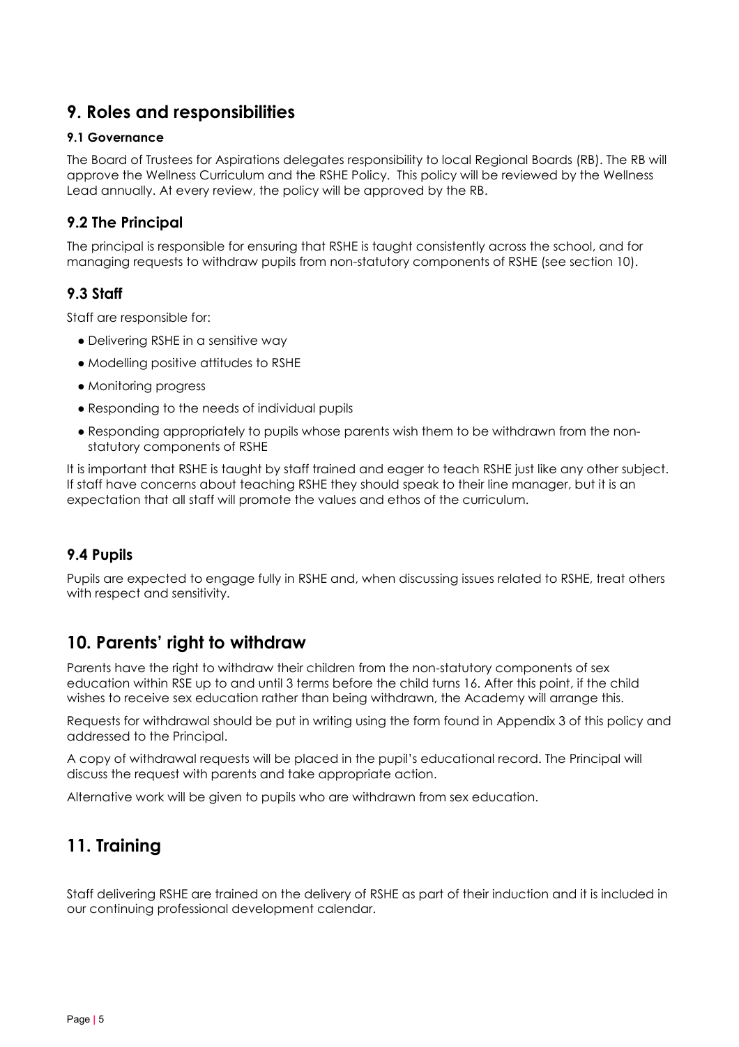## 9. Roles and responsibilities

#### 9.1 Governance

The Board of Trustees for Aspirations delegates responsibility to local Regional Boards (RB). The RB will approve the Wellness Curriculum and the RSHE Policy.  This policy will be reviewed by the Wellness Lead annually. At every review, the policy will be approved by the RB.

### 9.2 The Principal

The principal is responsible for ensuring that RSHE is taught consistently across the school, and for managing requests to withdraw pupils from non-statutory components of RSHE (see section 10).

### 9.3 Staff

Staff are responsible for:

- Delivering RSHE in a sensitive way
- Modelling positive attitudes to RSHE
- Monitoring progress
- Responding to the needs of individual pupils
- Responding appropriately to pupils whose parents wish them to be withdrawn from the non-statutory components of RSHE

It is important that RSHE is taught by staff trained and eager to teach RSHE just like any other subject. If staff have concerns about teaching RSHE they should speak to their line manager, but it is an expectation that all staff will promote the values and ethos of the curriculum.

### 9.4 Pupils

Pupils are expected to engage fully in RSHE and, when discussing issues related to RSHE, treat others with respect and sensitivity.

## 10. Parents' right to withdraw

Parents have the right to withdraw their children from the non-statutory components of sex education within RSE up to and until 3 terms before the child turns 16. After this point, if the child wishes to receive sex education rather than being withdrawn, the Academy will arrange this.

Requests for withdrawal should be put in writing using the form found in Appendix 3 of this policy and addressed to the Principal.

A copy of withdrawal requests will be placed in the pupil's educational record. The Principal will discuss the request with parents and take appropriate action.

Alternative work will be given to pupils who are withdrawn from sex education.

## 11. Training

Staff delivering RSHE are trained on the delivery of RSHE as part of their induction and it is included in our continuing professional development calendar.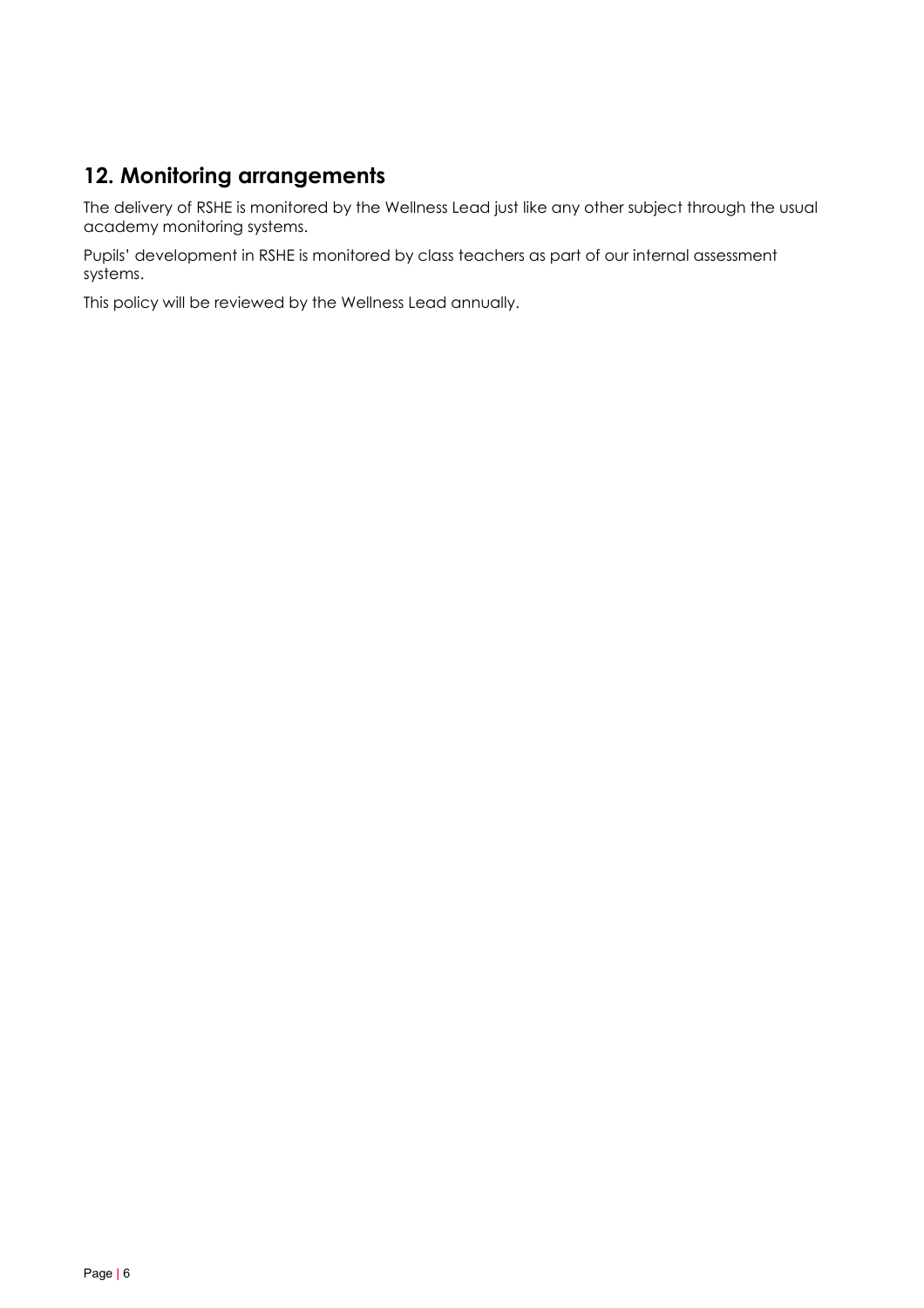## 12. Monitoring arrangements

The delivery of RSHE is monitored by the Wellness Lead just like any other subject through the usual academy monitoring systems.

Pupils' development in RSHE is monitored by class teachers as part of our internal assessment systems.

This policy will be reviewed by the Wellness Lead annually.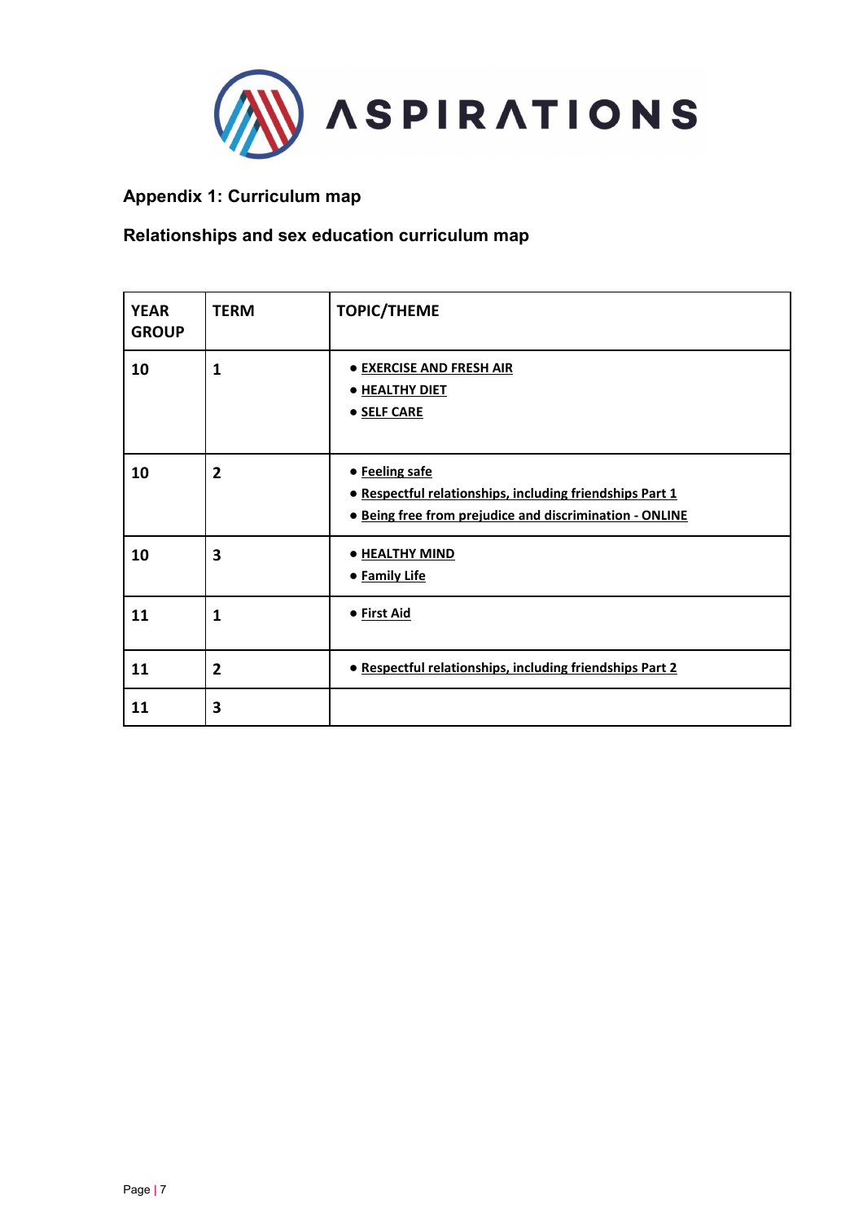## Appendix 1: Curriculum map

## Relationships and sex education curriculum map

| YEAR GROUP | TERM | TOPIC/THEME |
|---|---|---|
| 10 | 1 | • EXERCISE AND FRESH AIR<br>• HEALTHY DIET<br>• SELF CARE |
| 10 | 2 | • Feeling safe<br>• Respectful relationships, including friendships Part 1<br>• Being free from prejudice and discrimination - ONLINE |
| 10 | 3 | • HEALTHY MIND<br>• Family Life |
| 11 | 1 | • First Aid |
| 11 | 2 | • Respectful relationships, including friendships Part 2 |
| 11 | 3 | |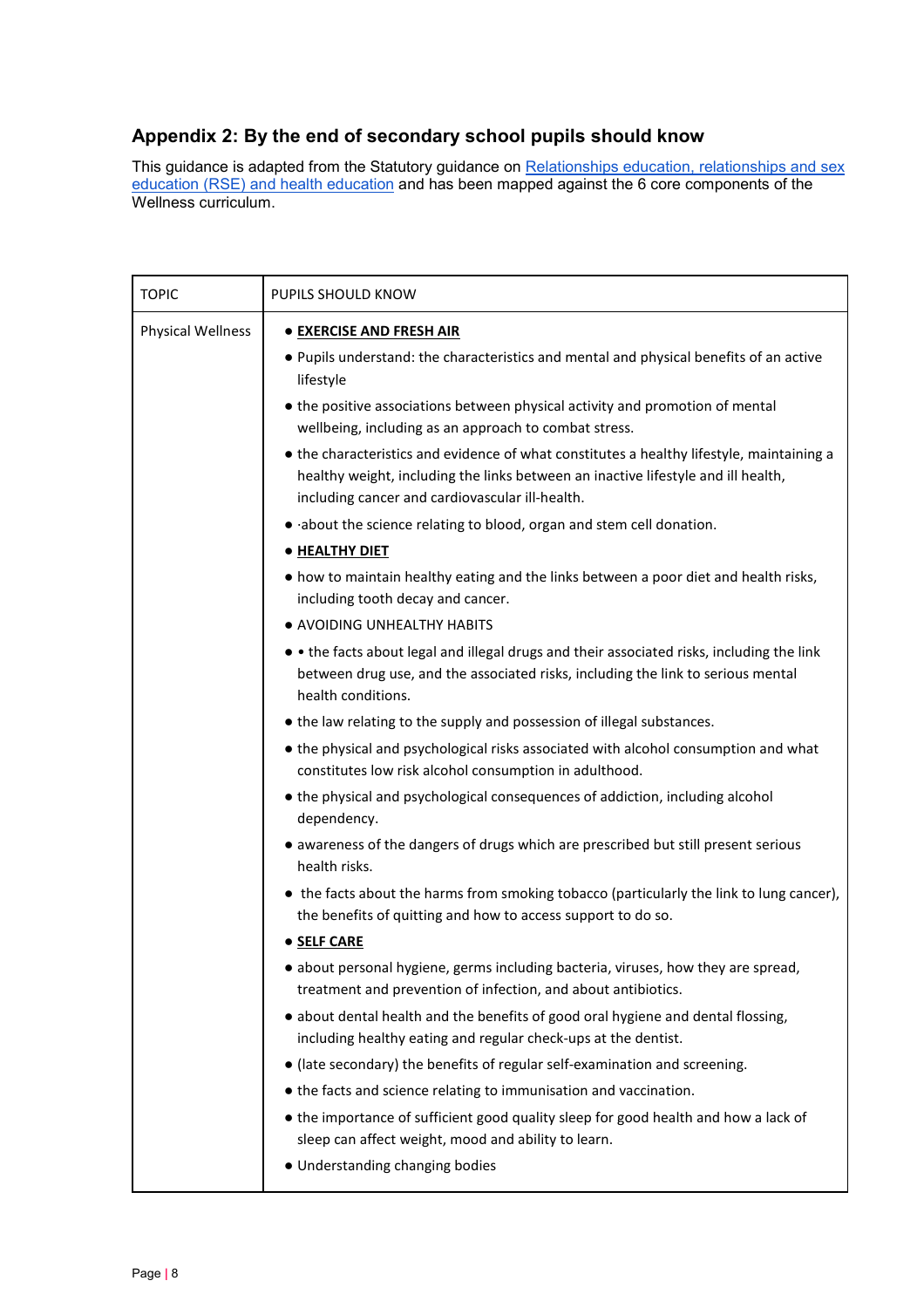## Appendix 2: By the end of secondary school pupils should know

This guidance is adapted from the Statutory guidance on [Relationships education, relationships and sex education (RSE) and health education]() and has been mapped against the 6 core components of the Wellness curriculum.

| TOPIC | PUPILS SHOULD KNOW |
| --- | --- |
| Physical Wellness | ● **EXERCISE AND FRESH AIR**<br>● Pupils understand: the characteristics and mental and physical benefits of an active lifestyle<br>● the positive associations between physical activity and promotion of mental wellbeing, including as an approach to combat stress.<br>● the characteristics and evidence of what constitutes a healthy lifestyle, maintaining a healthy weight, including the links between an inactive lifestyle and ill health, including cancer and cardiovascular ill-health.<br>● ·about the science relating to blood, organ and stem cell donation.<br>● **HEALTHY DIET**<br>● how to maintain healthy eating and the links between a poor diet and health risks, including tooth decay and cancer.<br>● AVOIDING UNHEALTHY HABITS<br>● • the facts about legal and illegal drugs and their associated risks, including the link between drug use, and the associated risks, including the link to serious mental health conditions.<br>● the law relating to the supply and possession of illegal substances.<br>● the physical and psychological risks associated with alcohol consumption and what constitutes low risk alcohol consumption in adulthood.<br>● the physical and psychological consequences of addiction, including alcohol dependency.<br>● awareness of the dangers of drugs which are prescribed but still present serious health risks.<br>● the facts about the harms from smoking tobacco (particularly the link to lung cancer), the benefits of quitting and how to access support to do so.<br>● **SELF CARE**<br>● about personal hygiene, germs including bacteria, viruses, how they are spread, treatment and prevention of infection, and about antibiotics.<br>● about dental health and the benefits of good oral hygiene and dental flossing, including healthy eating and regular check-ups at the dentist.<br>● (late secondary) the benefits of regular self-examination and screening.<br>● the facts and science relating to immunisation and vaccination.<br>● the importance of sufficient good quality sleep for good health and how a lack of sleep can affect weight, mood and ability to learn.<br>● Understanding changing bodies |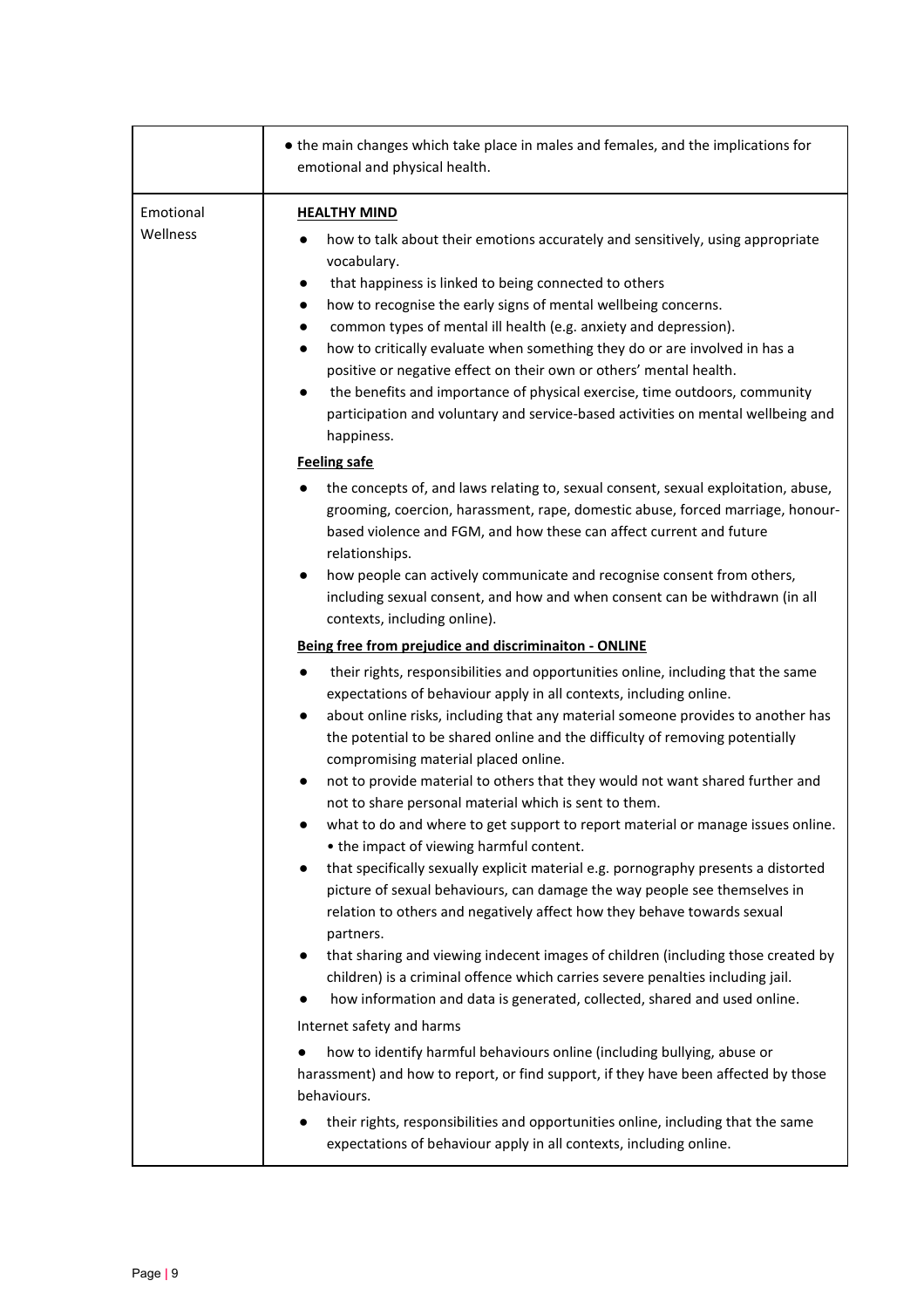| | |
|---|---|
| | ● the main changes which take place in males and females, and the implications for emotional and physical health. |
| Emotional Wellness | **HEALTHY MIND**<br>● how to talk about their emotions accurately and sensitively, using appropriate vocabulary.<br>● that happiness is linked to being connected to others<br>● how to recognise the early signs of mental wellbeing concerns.<br>● common types of mental ill health (e.g. anxiety and depression).<br>● how to critically evaluate when something they do or are involved in has a positive or negative effect on their own or others' mental health.<br>● the benefits and importance of physical exercise, time outdoors, community participation and voluntary and service-based activities on mental wellbeing and happiness.<br>**Feeling safe**<br>● the concepts of, and laws relating to, sexual consent, sexual exploitation, abuse, grooming, coercion, harassment, rape, domestic abuse, forced marriage, honour-based violence and FGM, and how these can affect current and future relationships.<br>● how people can actively communicate and recognise consent from others, including sexual consent, and how and when consent can be withdrawn (in all contexts, including online).<br>**Being free from prejudice and discriminaiton - ONLINE**<br>● their rights, responsibilities and opportunities online, including that the same expectations of behaviour apply in all contexts, including online.<br>● about online risks, including that any material someone provides to another has the potential to be shared online and the difficulty of removing potentially compromising material placed online.<br>● not to provide material to others that they would not want shared further and not to share personal material which is sent to them.<br>● what to do and where to get support to report material or manage issues online. • the impact of viewing harmful content.<br>● that specifically sexually explicit material e.g. pornography presents a distorted picture of sexual behaviours, can damage the way people see themselves in relation to others and negatively affect how they behave towards sexual partners.<br>● that sharing and viewing indecent images of children (including those created by children) is a criminal offence which carries severe penalties including jail.<br>● how information and data is generated, collected, shared and used online.<br>Internet safety and harms<br>● how to identify harmful behaviours online (including bullying, abuse or harassment) and how to report, or find support, if they have been affected by those behaviours.<br>● their rights, responsibilities and opportunities online, including that the same expectations of behaviour apply in all contexts, including online. |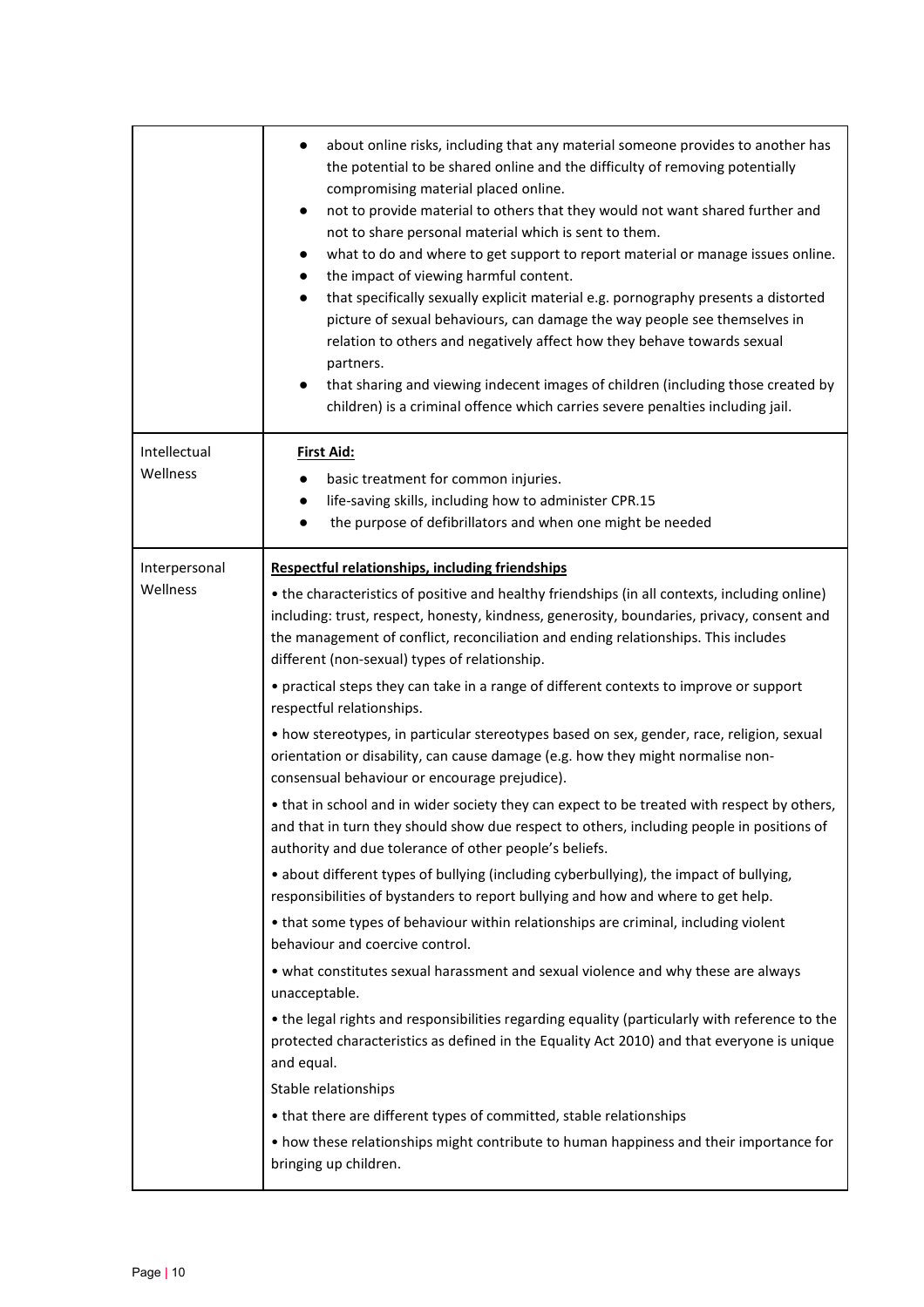| | |
|---|---|
| | ● about online risks, including that any material someone provides to another has the potential to be shared online and the difficulty of removing potentially compromising material placed online.<br>● not to provide material to others that they would not want shared further and not to share personal material which is sent to them.<br>● what to do and where to get support to report material or manage issues online.<br>● the impact of viewing harmful content.<br>● that specifically sexually explicit material e.g. pornography presents a distorted picture of sexual behaviours, can damage the way people see themselves in relation to others and negatively affect how they behave towards sexual partners.<br>● that sharing and viewing indecent images of children (including those created by children) is a criminal offence which carries severe penalties including jail. |
| Intellectual Wellness | **First Aid:**<br>● basic treatment for common injuries.<br>● life-saving skills, including how to administer CPR.15<br>● the purpose of defibrillators and when one might be needed |
| Interpersonal Wellness | **Respectful relationships, including friendships**<br>• the characteristics of positive and healthy friendships (in all contexts, including online) including: trust, respect, honesty, kindness, generosity, boundaries, privacy, consent and the management of conflict, reconciliation and ending relationships. This includes different (non-sexual) types of relationship.<br>• practical steps they can take in a range of different contexts to improve or support respectful relationships.<br>• how stereotypes, in particular stereotypes based on sex, gender, race, religion, sexual orientation or disability, can cause damage (e.g. how they might normalise non-consensual behaviour or encourage prejudice).<br>• that in school and in wider society they can expect to be treated with respect by others, and that in turn they should show due respect to others, including people in positions of authority and due tolerance of other people's beliefs.<br>• about different types of bullying (including cyberbullying), the impact of bullying, responsibilities of bystanders to report bullying and how and where to get help.<br>• that some types of behaviour within relationships are criminal, including violent behaviour and coercive control.<br>• what constitutes sexual harassment and sexual violence and why these are always unacceptable.<br>• the legal rights and responsibilities regarding equality (particularly with reference to the protected characteristics as defined in the Equality Act 2010) and that everyone is unique and equal.<br>Stable relationships<br>• that there are different types of committed, stable relationships<br>• how these relationships might contribute to human happiness and their importance for bringing up children. |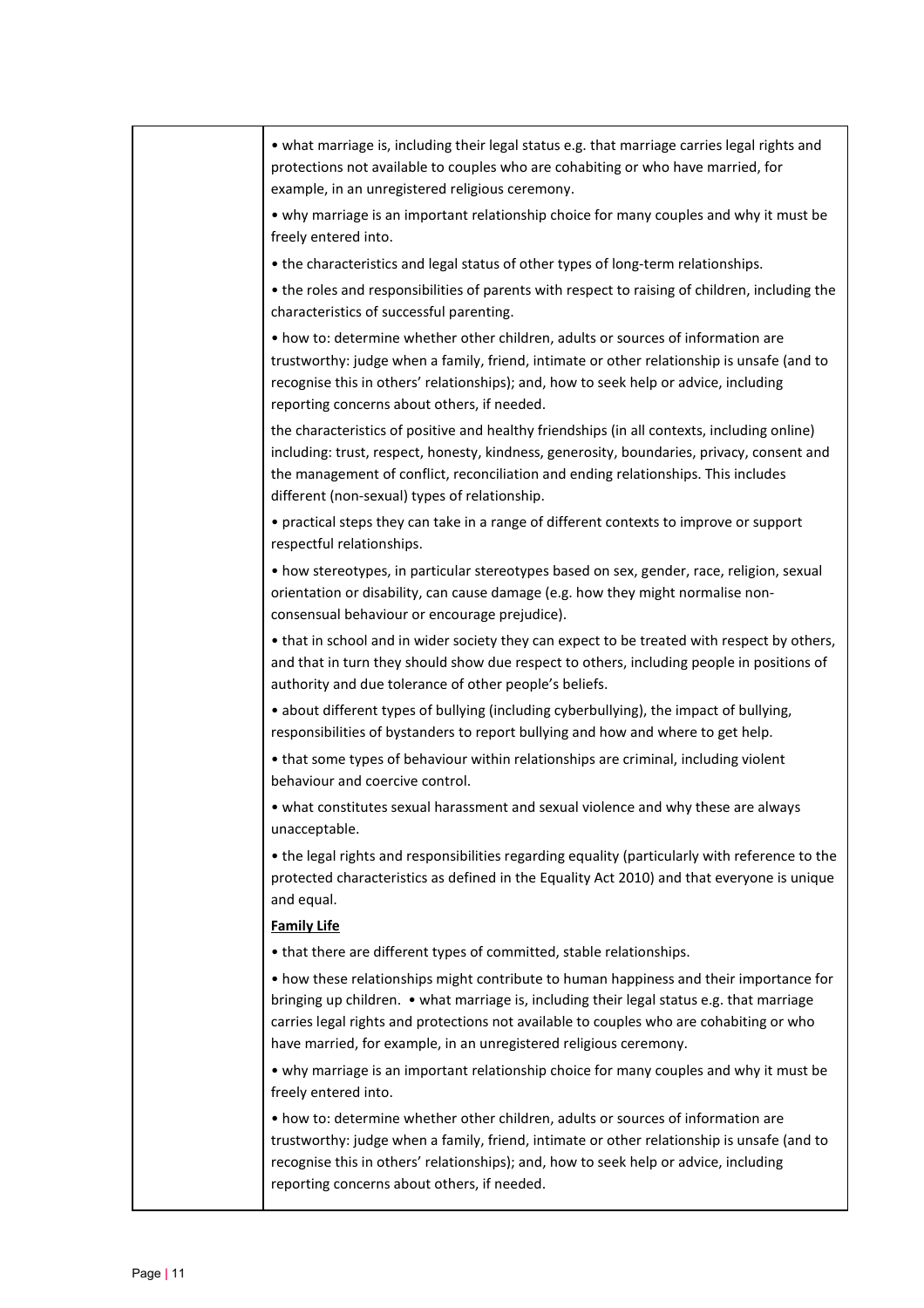| | |
|---|---|
| | • what marriage is, including their legal status e.g. that marriage carries legal rights and protections not available to couples who are cohabiting or who have married, for example, in an unregistered religious ceremony.<br><br>• why marriage is an important relationship choice for many couples and why it must be freely entered into.<br><br>• the characteristics and legal status of other types of long-term relationships.<br><br>• the roles and responsibilities of parents with respect to raising of children, including the characteristics of successful parenting.<br><br>• how to: determine whether other children, adults or sources of information are trustworthy: judge when a family, friend, intimate or other relationship is unsafe (and to recognise this in others' relationships); and, how to seek help or advice, including reporting concerns about others, if needed.<br><br>the characteristics of positive and healthy friendships (in all contexts, including online) including: trust, respect, honesty, kindness, generosity, boundaries, privacy, consent and the management of conflict, reconciliation and ending relationships. This includes different (non-sexual) types of relationship.<br><br>• practical steps they can take in a range of different contexts to improve or support respectful relationships.<br><br>• how stereotypes, in particular stereotypes based on sex, gender, race, religion, sexual orientation or disability, can cause damage (e.g. how they might normalise non-consensual behaviour or encourage prejudice).<br><br>• that in school and in wider society they can expect to be treated with respect by others, and that in turn they should show due respect to others, including people in positions of authority and due tolerance of other people's beliefs.<br><br>• about different types of bullying (including cyberbullying), the impact of bullying, responsibilities of bystanders to report bullying and how and where to get help.<br><br>• that some types of behaviour within relationships are criminal, including violent behaviour and coercive control.<br><br>• what constitutes sexual harassment and sexual violence and why these are always unacceptable.<br><br>• the legal rights and responsibilities regarding equality (particularly with reference to the protected characteristics as defined in the Equality Act 2010) and that everyone is unique and equal.<br><br>**<u>Family Life</u>**<br><br>• that there are different types of committed, stable relationships.<br><br>• how these relationships might contribute to human happiness and their importance for bringing up children. • what marriage is, including their legal status e.g. that marriage carries legal rights and protections not available to couples who are cohabiting or who have married, for example, in an unregistered religious ceremony.<br><br>• why marriage is an important relationship choice for many couples and why it must be freely entered into.<br><br>• how to: determine whether other children, adults or sources of information are trustworthy: judge when a family, friend, intimate or other relationship is unsafe (and to recognise this in others' relationships); and, how to seek help or advice, including reporting concerns about others, if needed. |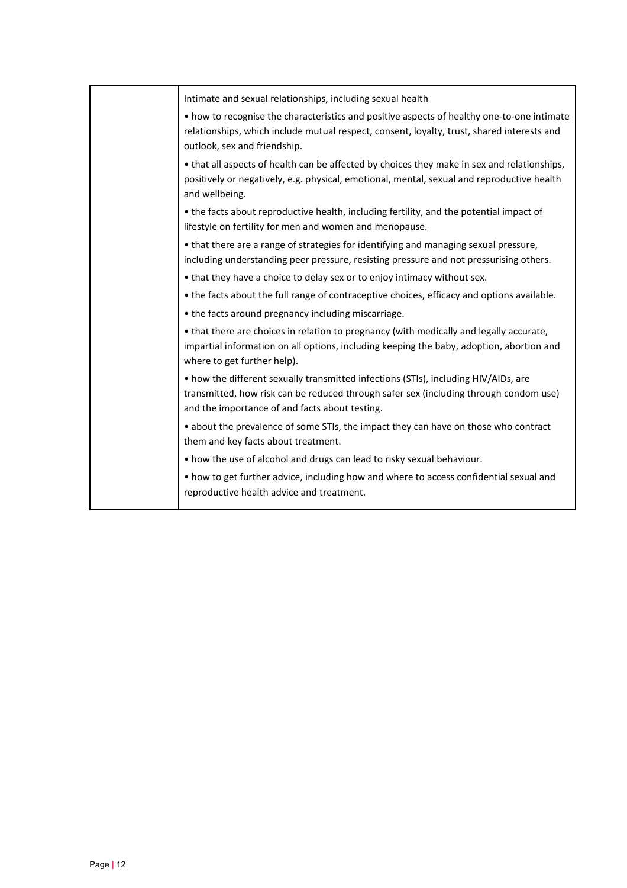| | Intimate and sexual relationships, including sexual health<br><br>• how to recognise the characteristics and positive aspects of healthy one-to-one intimate relationships, which include mutual respect, consent, loyalty, trust, shared interests and outlook, sex and friendship.<br><br>• that all aspects of health can be affected by choices they make in sex and relationships, positively or negatively, e.g. physical, emotional, mental, sexual and reproductive health and wellbeing.<br><br>• the facts about reproductive health, including fertility, and the potential impact of lifestyle on fertility for men and women and menopause.<br><br>• that there are a range of strategies for identifying and managing sexual pressure, including understanding peer pressure, resisting pressure and not pressurising others.<br><br>• that they have a choice to delay sex or to enjoy intimacy without sex.<br><br>• the facts about the full range of contraceptive choices, efficacy and options available.<br><br>• the facts around pregnancy including miscarriage.<br><br>• that there are choices in relation to pregnancy (with medically and legally accurate, impartial information on all options, including keeping the baby, adoption, abortion and where to get further help).<br><br>• how the different sexually transmitted infections (STIs), including HIV/AIDs, are transmitted, how risk can be reduced through safer sex (including through condom use) and the importance of and facts about testing.<br><br>• about the prevalence of some STIs, the impact they can have on those who contract them and key facts about treatment.<br><br>• how the use of alcohol and drugs can lead to risky sexual behaviour.<br><br>• how to get further advice, including how and where to access confidential sexual and reproductive health advice and treatment. |
|---|---|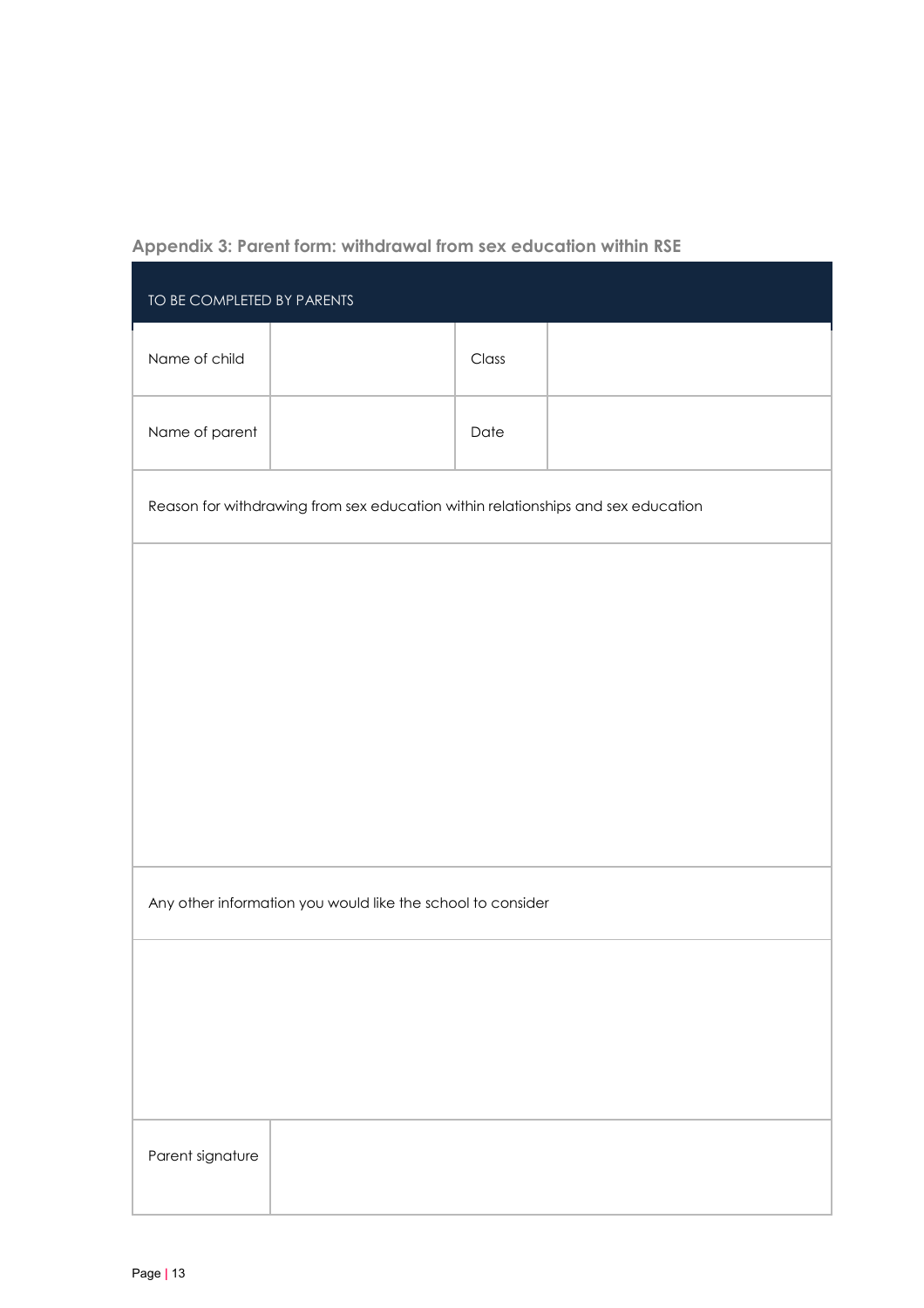## Appendix 3: Parent form: withdrawal from sex education within RSE

| TO BE COMPLETED BY PARENTS | | | |
|---|---|---|---|
| Name of child | | Class | |
| Name of parent | | Date | |
| Reason for withdrawing from sex education within relationships and sex education | | | |
| | | | |
| Any other information you would like the school to consider | | | |
| | | | |
| Parent signature | | | |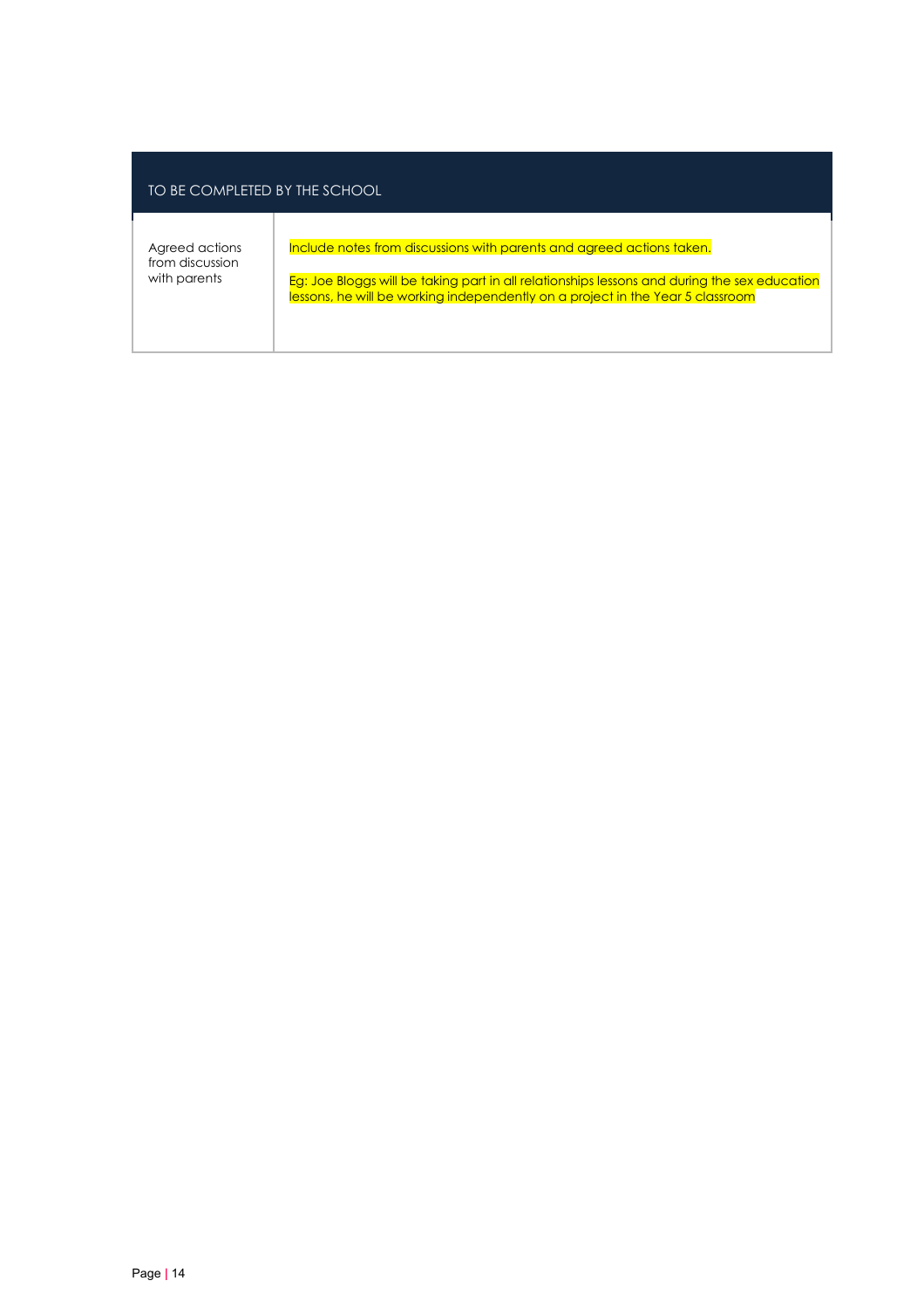| TO BE COMPLETED BY THE SCHOOL | |
| --- | --- |
| Agreed actions from discussion with parents | Include notes from discussions with parents and agreed actions taken.<br><br>Eg: Joe Bloggs will be taking part in all relationships lessons and during the sex education lessons, he will be working independently on a project in the Year 5 classroom |